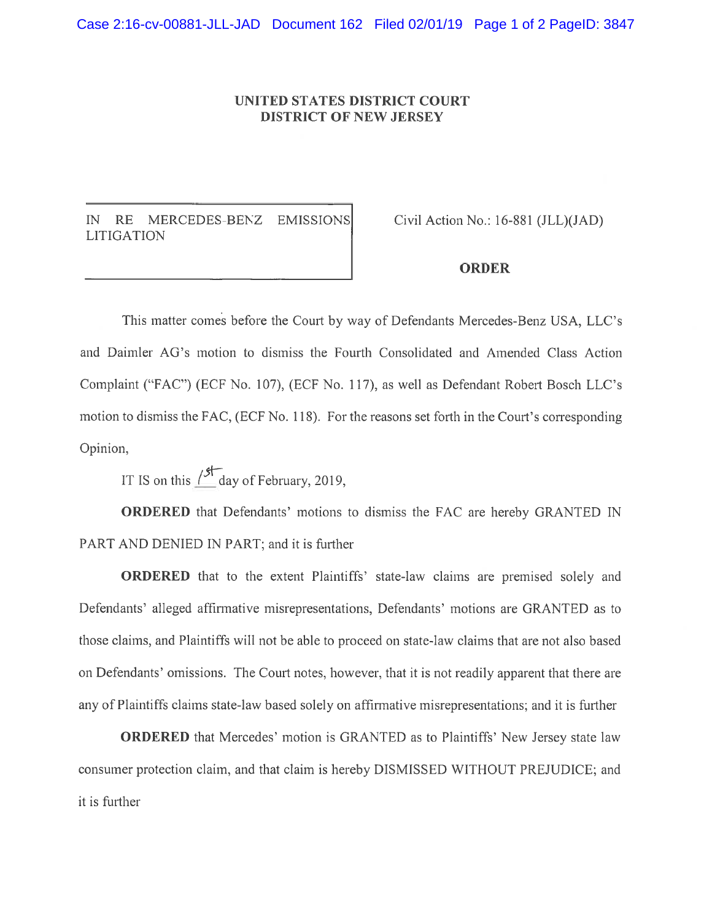**UNITED STATES DISTRICT COURT**
**DISTRICT OF NEW JERSEY**

IN RE MERCEDES-BENZ EMISSIONS LITIGATION

Civil Action No.: 16-881 (JLL)(JAD)

**ORDER**

This matter comes before the Court by way of Defendants Mercedes-Benz USA, LLC's and Daimler AG's motion to dismiss the Fourth Consolidated and Amended Class Action Complaint ("FAC") (ECF No. 107), (ECF No. 117), as well as Defendant Robert Bosch LLC's motion to dismiss the FAC, (ECF No. 118). For the reasons set forth in the Court's corresponding Opinion,

IT IS on this 1st day of February, 2019,

**ORDERED** that Defendants' motions to dismiss the FAC are hereby GRANTED IN PART AND DENIED IN PART; and it is further

**ORDERED** that to the extent Plaintiffs' state-law claims are premised solely and Defendants' alleged affirmative misrepresentations, Defendants' motions are GRANTED as to those claims, and Plaintiffs will not be able to proceed on state-law claims that are not also based on Defendants' omissions. The Court notes, however, that it is not readily apparent that there are any of Plaintiffs claims state-law based solely on affirmative misrepresentations; and it is further

**ORDERED** that Mercedes' motion is GRANTED as to Plaintiffs' New Jersey state law consumer protection claim, and that claim is hereby DISMISSED WITHOUT PREJUDICE; and it is further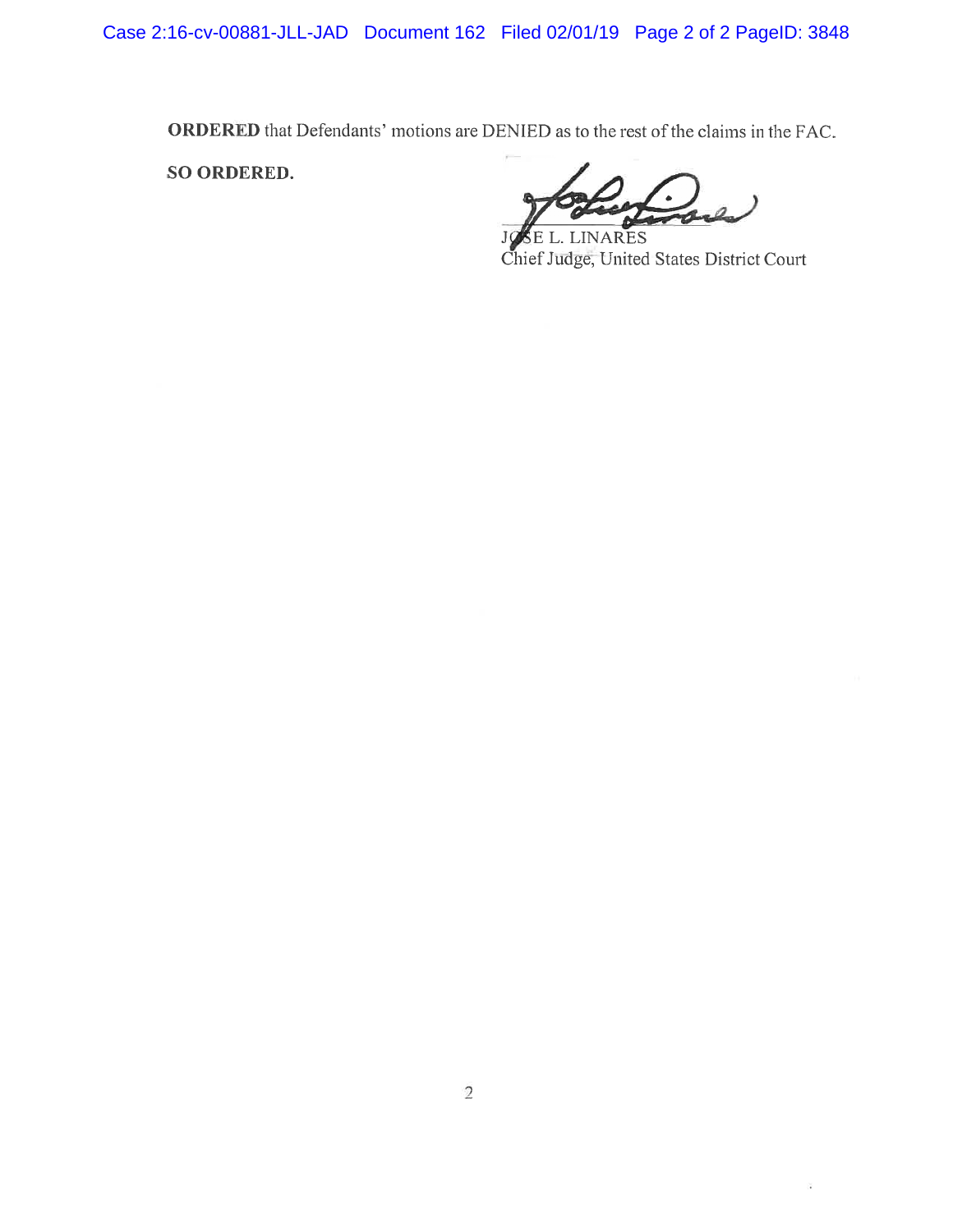**ORDERED** that Defendants' motions are DENIED as to the rest of the claims in the FAC.

**SO ORDERED.**

JOSE L. LINARES
Chief Judge, United States District Court